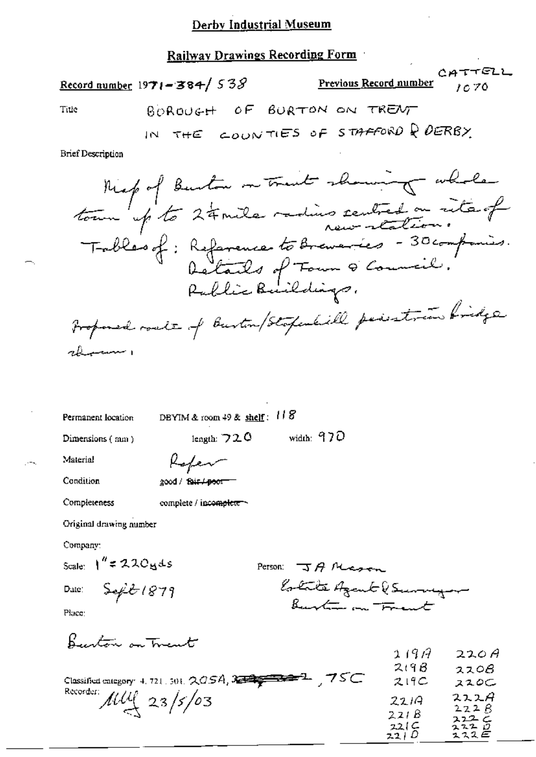# Derby Industrial Museum

## Railway Drawings Recording Form

**Record number** 1971-384/538

**Previous Record number** CATTELL 1070

Title BOROUGH OF BURTON ON TRENT IN THE COUNTIES OF STAFFORD & DERBY.

Brief Description

Map of Burton on Trent showing whole town up to 2¼ mile radius centred on site of new station.
Tables of: Reference to Breweries - 30 companies.
Details of Town & Council.
Public Buildings.

Proposed route of Burton/Stapenhill pedestrian bridge shown.

Permanent location DBYIM & room 49 & shelf: 118

Dimensions (mm) length: 720 width: 970

Material Paper

Condition good / ~~fair / poor~~

Completeness complete / ~~incomplete~~

Original drawing number

Company:

Scale: 1" = 220yds

Person: J A Mason
Estate Agent & Surveyor
Burton on Trent

Date: Sept 1879

Place:

Burton on Trent

Classified category: 4. 721. 301. 205A, ~~~~, 75C

219A, 219B, 219C, 221A, 221B, 221C, 221D

220A, 220B, 220C, 222A, 222B, 222C, 222D, 222E

Recorder: MW 23/5/03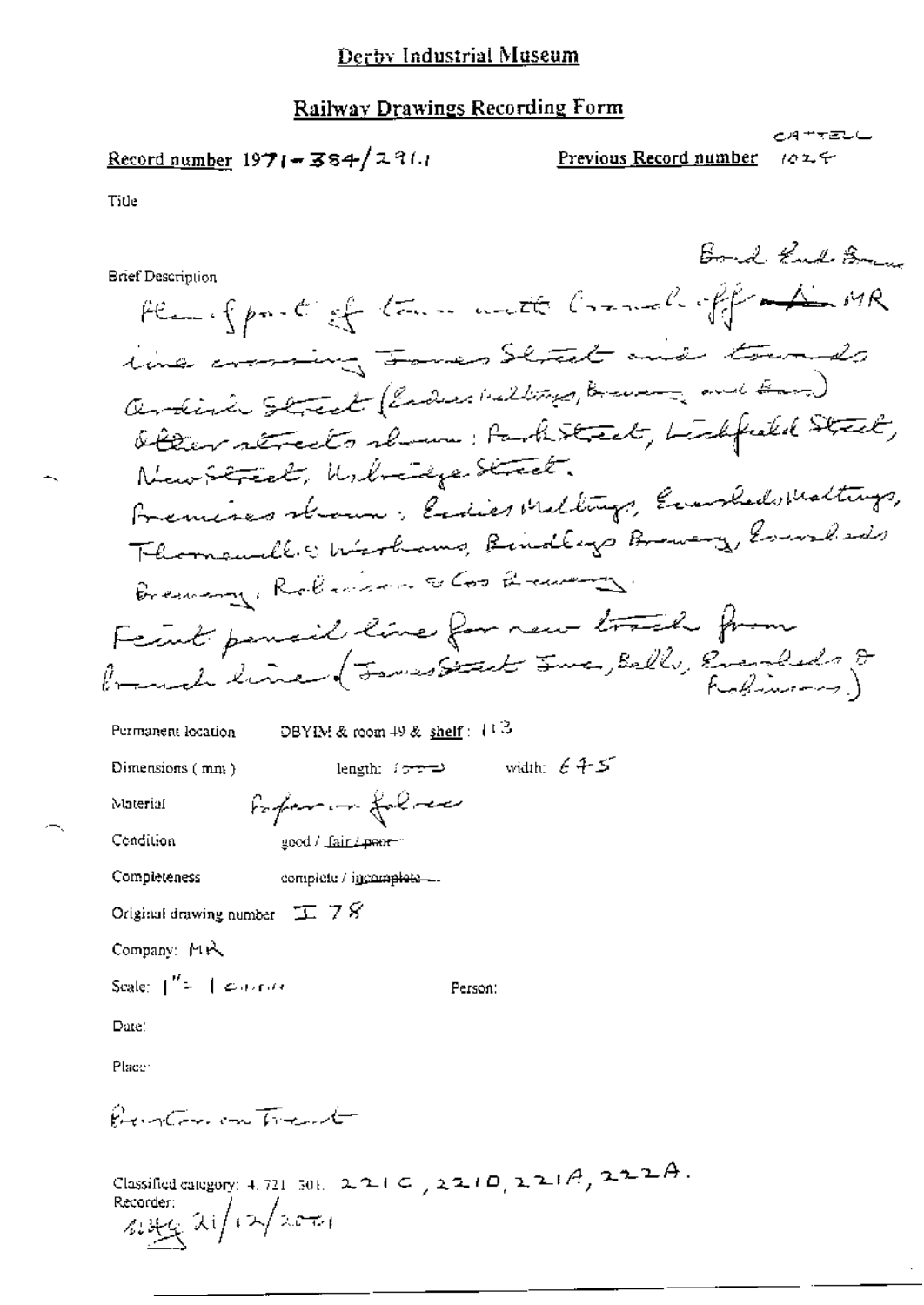Derby Industrial Museum

## Railway Drawings Recording Form

**Record number** 1971-384/291.1

CATTELL
**Previous Record number** 1024

Title

Bond End Branch

Brief Description

Plan of part of town with branch off the MR line crossing James Street and towards Anderson Street (Eadies Maltings, Brewery and Bass). Other streets shown: Park Street, Lichfield Street, New Street, Uxbridge Street.
Premises shown: Eadies Maltings, Evershed's Maltings, Thomas Ball & Worthingtons, Bindley's Brewery, Evershed's Brewery, Robinson & Co's Brewery.
Feint pencil line for new track from branch line (James Street Junc, Ball's, Evershed's & Robinsons)

Permanent location DBYIM & room 49 & shelf: 113

Dimensions (mm) length: 1000 width: 645

Material Paper on folder

Condition good / fair / ~~poor~~

Completeness complete / ~~incomplete~~

Original drawing number I 78

Company: MR

Scale: 1" = 1 chain

Person:

Date:

Place:

Burton on Trent

Classified category: 4. 721. 301. 221C, 221D, 221A, 222A.

Recorder:
[initials] 21/12/2001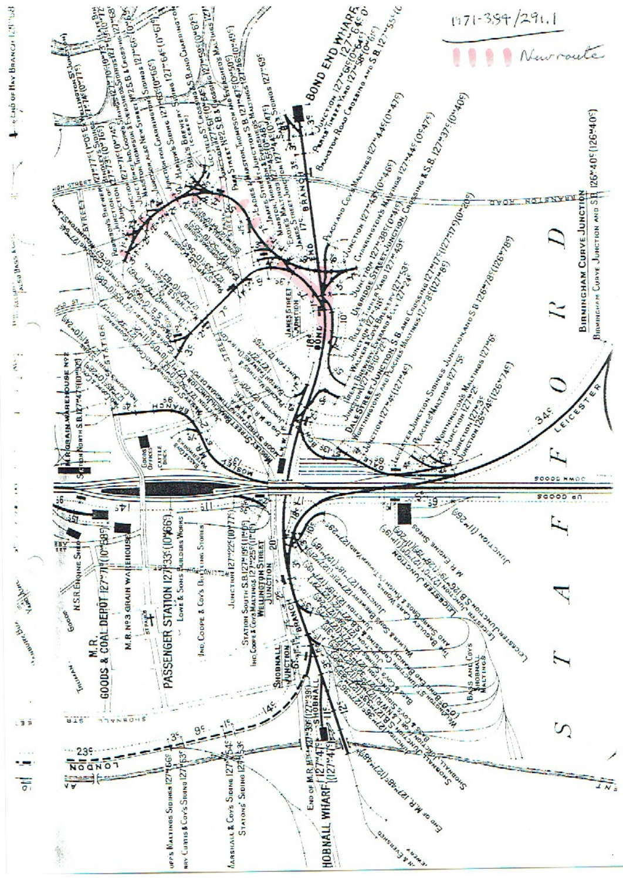1171-384/291.1

Newroute

BOND END WHARF 127m 64c (0m 0c)

Junction 127m 61c (0m 6c)

Perks Timber Yard 127m 58c (0m 6c)

Branston Road Crossing and S.B. 127m 55c

Peach and Co's Maltings 127m 44c (0m 47c)

Cunnington's Maltings 127m 44c (0m 47c)

Uxbridge Street Junction, Crossing & S.B. 127m 37c (0m 40c)

Junction 127m 43c (0m 46c)

Cunnington's Maltings 127m 38c (0m 41c)

Uxbridge Street Junction, Crossing & S.B. 127m 49c

Riley's Timber Yard

Dale Street Junction S.B. and Crossing 127m 17c (127m 17c) (0m 20c)

Worthington's and Peach's Maltings

Branston Road

Birmingham Curve Junction

Birmingham Curve Junction and S.B. 126m 40c (126m 40c)

Leicester Junction Sidings Junction and S.B. 126m 78c (126m 78c)

Peach's Maltings 127m 5c

Worthington's Maltings 127m 6c

Junction 127m 3c

Junction 126m 74c (126m 74c)

LEICESTER

34c

S T A F F O R D

DOWN GOODS

UP GOODS

M.R. Engine Sheds

Junction (1m 26c)

Leicester Junction

Bass and Co's Shobnall Maltings

Shobnall Junction

Shobnall Wharf

Wellington Street Junction

PASSENGER STATION 127m 33c (10m 66c)

M.R. GOODS & COAL DEPOT 127m 71c (10m 38c)

M.R. No3 GRAIN WAREHOUSE

M.R. GRAIN WAREHOUSE No2

Station North S.B. 127m 47c (10m 52c)

N.S.R. Engine Shed

Goods

Goods Offices

Cattle Dock

Moseley Street Branch

Moseley Street

Lowe & Sons Builders Works

Ind, Coope & Co's Bottling Stores

Junction 127m 22c (10m 77c)

Station South S.B. 127m 19c (11m 0c)

Ind, Coope & Co's Maltings 127m 25c (11m 0c)

James Street Junction

Bond End

James St Branch

High Street

Wellington St Junction

End of Hay Branch

SHOBNALL WHARF 127m 47c (127m 47c)

End of M.R. 127m 30c (127m 39c)

End of M.R. 127m 48c (127m 48c)

LONDON

23c

Marshall & Co's Siding 127m 54c

Staton's Siding 127m 53c

Curtis & Co's Siding 127m 53c

Maltings Sidings 127m 66c